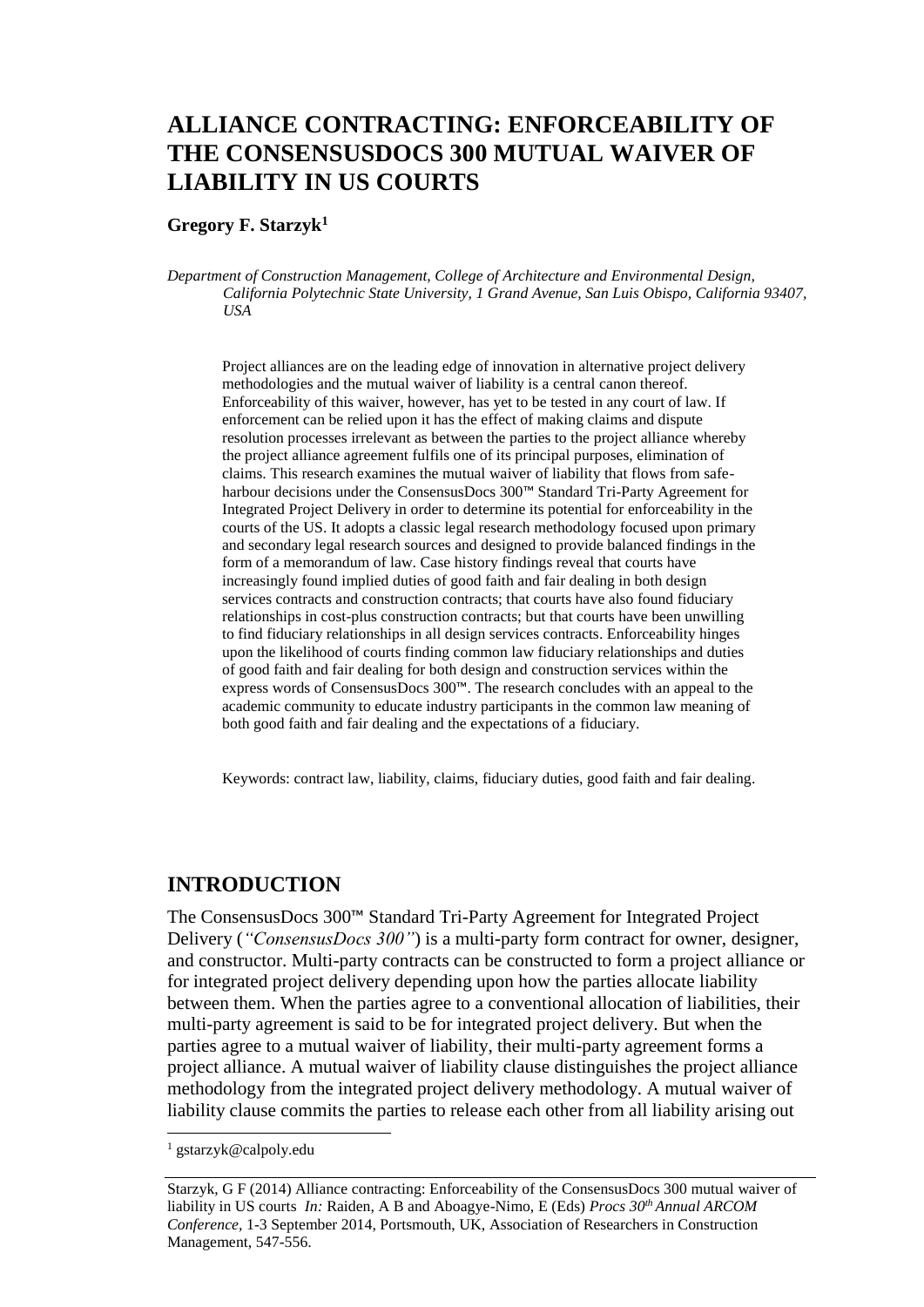# ALLIANCE CONTRACTING: ENFORCEABILITY OF THE CONSENSUSDOCS 300 MUTUAL WAIVER OF LIABILITY IN US COURTS

**Gregory F. Starzyk[1]**

*Department of Construction Management, College of Architecture and Environmental Design, California Polytechnic State University, 1 Grand Avenue, San Luis Obispo, California 93407, USA*

Project alliances are on the leading edge of innovation in alternative project delivery methodologies and the mutual waiver of liability is a central canon thereof. Enforceability of this waiver, however, has yet to be tested in any court of law. If enforcement can be relied upon it has the effect of making claims and dispute resolution processes irrelevant as between the parties to the project alliance whereby the project alliance agreement fulfils one of its principal purposes, elimination of claims. This research examines the mutual waiver of liability that flows from safe-harbour decisions under the ConsensusDocs 300™ Standard Tri-Party Agreement for Integrated Project Delivery in order to determine its potential for enforceability in the courts of the US. It adopts a classic legal research methodology focused upon primary and secondary legal research sources and designed to provide balanced findings in the form of a memorandum of law. Case history findings reveal that courts have increasingly found implied duties of good faith and fair dealing in both design services contracts and construction contracts; that courts have also found fiduciary relationships in cost-plus construction contracts; but that courts have been unwilling to find fiduciary relationships in all design services contracts. Enforceability hinges upon the likelihood of courts finding common law fiduciary relationships and duties of good faith and fair dealing for both design and construction services within the express words of ConsensusDocs 300™. The research concludes with an appeal to the academic community to educate industry participants in the common law meaning of both good faith and fair dealing and the expectations of a fiduciary.

Keywords: contract law, liability, claims, fiduciary duties, good faith and fair dealing.

## INTRODUCTION

The ConsensusDocs 300™ Standard Tri-Party Agreement for Integrated Project Delivery (*"ConsensusDocs 300"*) is a multi-party form contract for owner, designer, and constructor. Multi-party contracts can be constructed to form a project alliance or for integrated project delivery depending upon how the parties allocate liability between them. When the parties agree to a conventional allocation of liabilities, their multi-party agreement is said to be for integrated project delivery. But when the parties agree to a mutual waiver of liability, their multi-party agreement forms a project alliance. A mutual waiver of liability clause distinguishes the project alliance methodology from the integrated project delivery methodology. A mutual waiver of liability clause commits the parties to release each other from all liability arising out

[1] gstarzyk@calpoly.edu

Starzyk, G F (2014) Alliance contracting: Enforceability of the ConsensusDocs 300 mutual waiver of liability in US courts *In:* Raiden, A B and Aboagye-Nimo, E (Eds) *Procs 30th Annual ARCOM Conference,* 1-3 September 2014, Portsmouth, UK, Association of Researchers in Construction Management, 547-556.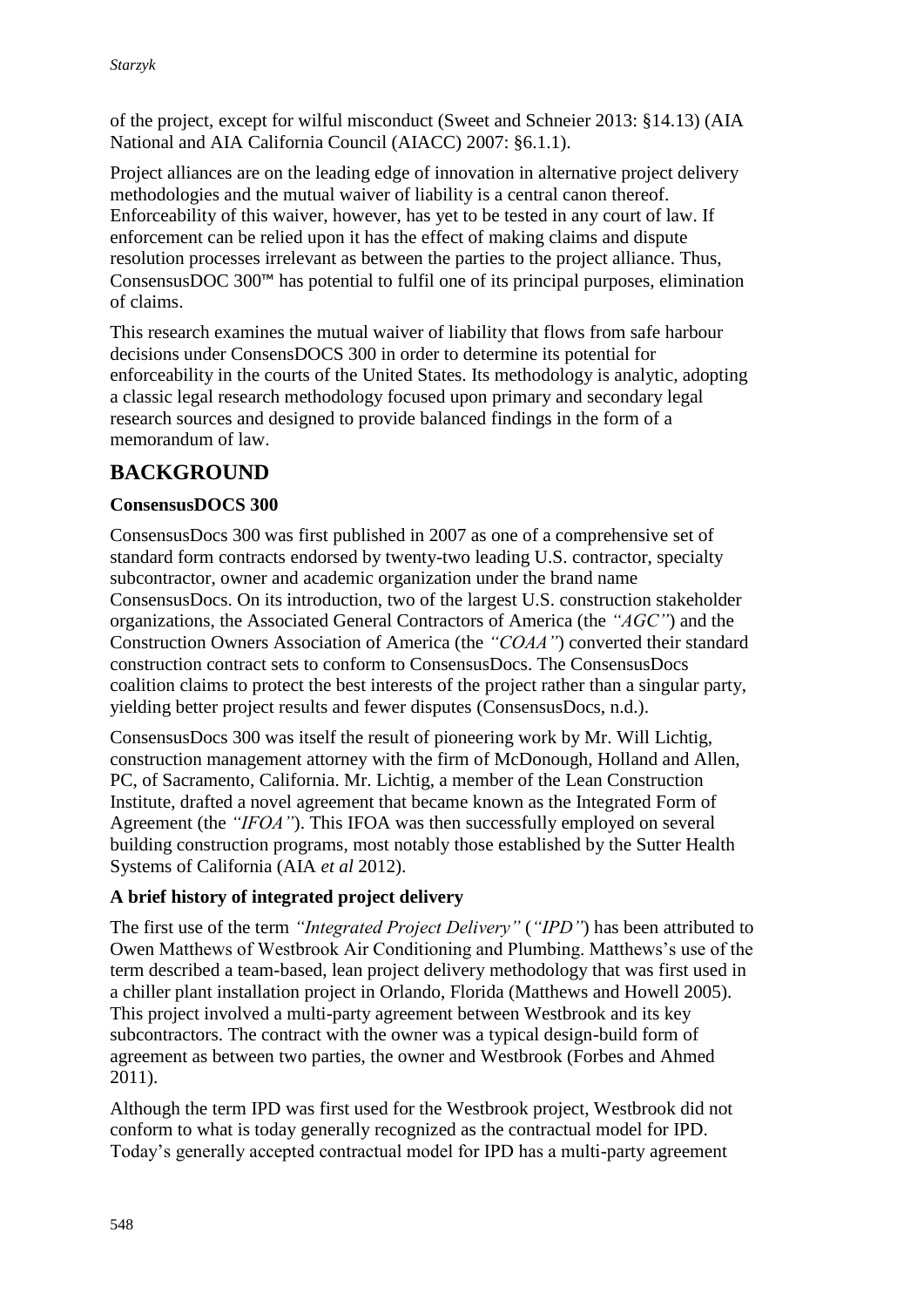of the project, except for wilful misconduct (Sweet and Schneier 2013: §14.13) (AIA National and AIA California Council (AIACC) 2007: §6.1.1).

Project alliances are on the leading edge of innovation in alternative project delivery methodologies and the mutual waiver of liability is a central canon thereof. Enforceability of this waiver, however, has yet to be tested in any court of law. If enforcement can be relied upon it has the effect of making claims and dispute resolution processes irrelevant as between the parties to the project alliance. Thus, ConsensusDOC 300™ has potential to fulfil one of its principal purposes, elimination of claims.

This research examines the mutual waiver of liability that flows from safe harbour decisions under ConsensDOCS 300 in order to determine its potential for enforceability in the courts of the United States. Its methodology is analytic, adopting a classic legal research methodology focused upon primary and secondary legal research sources and designed to provide balanced findings in the form of a memorandum of law.

## BACKGROUND

### ConsensusDOCS 300

ConsensusDocs 300 was first published in 2007 as one of a comprehensive set of standard form contracts endorsed by twenty-two leading U.S. contractor, specialty subcontractor, owner and academic organization under the brand name ConsensusDocs. On its introduction, two of the largest U.S. construction stakeholder organizations, the Associated General Contractors of America (the *"AGC"*) and the Construction Owners Association of America (the *"COAA"*) converted their standard construction contract sets to conform to ConsensusDocs. The ConsensusDocs coalition claims to protect the best interests of the project rather than a singular party, yielding better project results and fewer disputes (ConsensusDocs, n.d.).

ConsensusDocs 300 was itself the result of pioneering work by Mr. Will Lichtig, construction management attorney with the firm of McDonough, Holland and Allen, PC, of Sacramento, California. Mr. Lichtig, a member of the Lean Construction Institute, drafted a novel agreement that became known as the Integrated Form of Agreement (the *"IFOA"*). This IFOA was then successfully employed on several building construction programs, most notably those established by the Sutter Health Systems of California (AIA *et al* 2012).

### A brief history of integrated project delivery

The first use of the term *"Integrated Project Delivery"* (*"IPD"*) has been attributed to Owen Matthews of Westbrook Air Conditioning and Plumbing. Matthews's use of the term described a team-based, lean project delivery methodology that was first used in a chiller plant installation project in Orlando, Florida (Matthews and Howell 2005). This project involved a multi-party agreement between Westbrook and its key subcontractors. The contract with the owner was a typical design-build form of agreement as between two parties, the owner and Westbrook (Forbes and Ahmed 2011).

Although the term IPD was first used for the Westbrook project, Westbrook did not conform to what is today generally recognized as the contractual model for IPD. Today's generally accepted contractual model for IPD has a multi-party agreement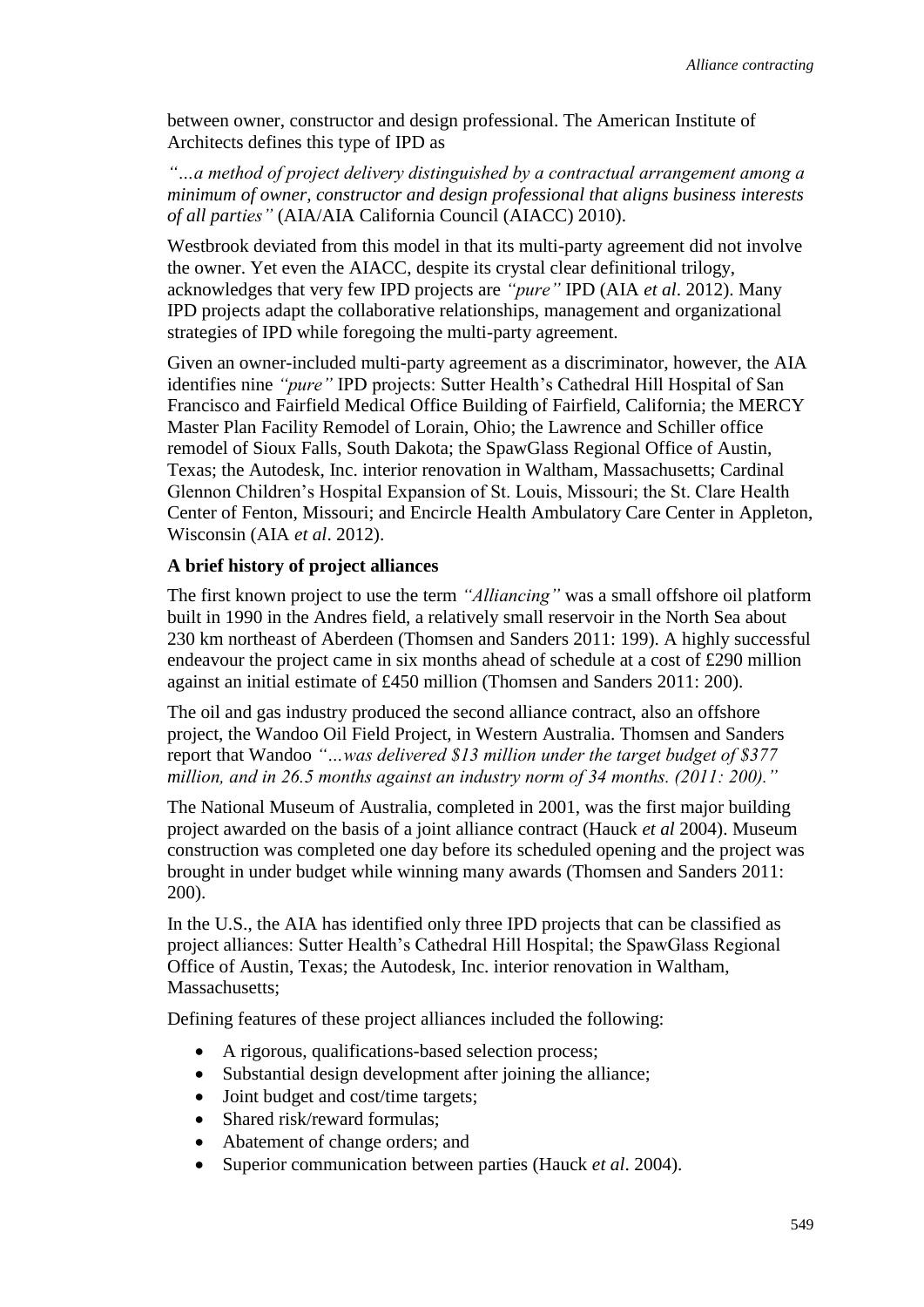between owner, constructor and design professional. The American Institute of Architects defines this type of IPD as

*"…a method of project delivery distinguished by a contractual arrangement among a minimum of owner, constructor and design professional that aligns business interests of all parties"* (AIA/AIA California Council (AIACC) 2010).

Westbrook deviated from this model in that its multi-party agreement did not involve the owner. Yet even the AIACC, despite its crystal clear definitional trilogy, acknowledges that very few IPD projects are *"pure"* IPD (AIA *et al*. 2012). Many IPD projects adapt the collaborative relationships, management and organizational strategies of IPD while foregoing the multi-party agreement.

Given an owner-included multi-party agreement as a discriminator, however, the AIA identifies nine *"pure"* IPD projects: Sutter Health's Cathedral Hill Hospital of San Francisco and Fairfield Medical Office Building of Fairfield, California; the MERCY Master Plan Facility Remodel of Lorain, Ohio; the Lawrence and Schiller office remodel of Sioux Falls, South Dakota; the SpawGlass Regional Office of Austin, Texas; the Autodesk, Inc. interior renovation in Waltham, Massachusetts; Cardinal Glennon Children's Hospital Expansion of St. Louis, Missouri; the St. Clare Health Center of Fenton, Missouri; and Encircle Health Ambulatory Care Center in Appleton, Wisconsin (AIA *et al*. 2012).

**A brief history of project alliances**

The first known project to use the term *"Alliancing"* was a small offshore oil platform built in 1990 in the Andres field, a relatively small reservoir in the North Sea about 230 km northeast of Aberdeen (Thomsen and Sanders 2011: 199). A highly successful endeavour the project came in six months ahead of schedule at a cost of £290 million against an initial estimate of £450 million (Thomsen and Sanders 2011: 200).

The oil and gas industry produced the second alliance contract, also an offshore project, the Wandoo Oil Field Project, in Western Australia. Thomsen and Sanders report that Wandoo *"…was delivered $13 million under the target budget of $377 million, and in 26.5 months against an industry norm of 34 months. (2011: 200)."*

The National Museum of Australia, completed in 2001, was the first major building project awarded on the basis of a joint alliance contract (Hauck *et al* 2004). Museum construction was completed one day before its scheduled opening and the project was brought in under budget while winning many awards (Thomsen and Sanders 2011: 200).

In the U.S., the AIA has identified only three IPD projects that can be classified as project alliances: Sutter Health's Cathedral Hill Hospital; the SpawGlass Regional Office of Austin, Texas; the Autodesk, Inc. interior renovation in Waltham, Massachusetts;

Defining features of these project alliances included the following:

- A rigorous, qualifications-based selection process;
- Substantial design development after joining the alliance;
- Joint budget and cost/time targets;
- Shared risk/reward formulas;
- Abatement of change orders; and
- Superior communication between parties (Hauck *et al*. 2004).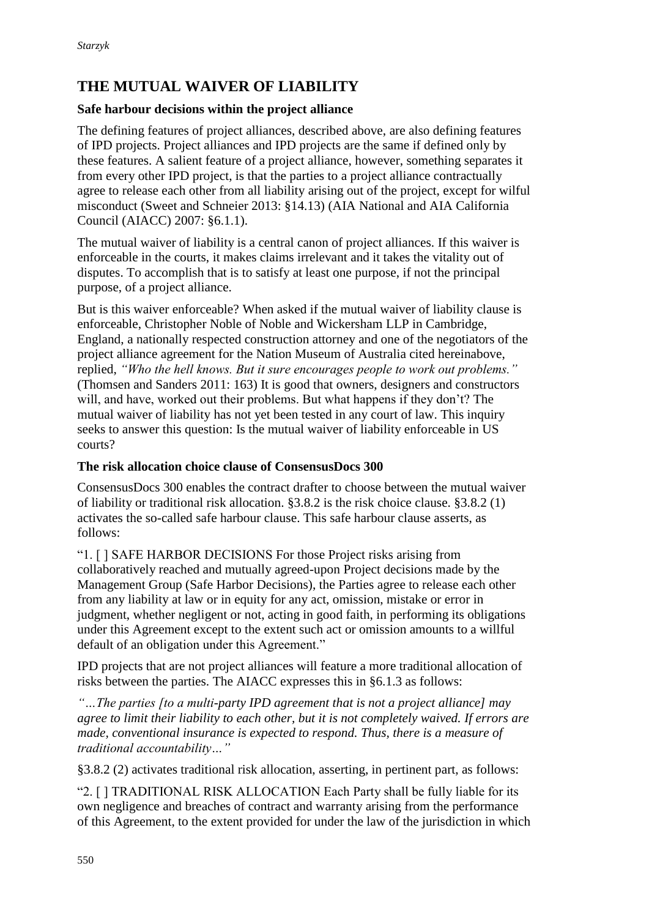## THE MUTUAL WAIVER OF LIABILITY

### Safe harbour decisions within the project alliance

The defining features of project alliances, described above, are also defining features of IPD projects. Project alliances and IPD projects are the same if defined only by these features. A salient feature of a project alliance, however, something separates it from every other IPD project, is that the parties to a project alliance contractually agree to release each other from all liability arising out of the project, except for wilful misconduct (Sweet and Schneier 2013: §14.13) (AIA National and AIA California Council (AIACC) 2007: §6.1.1).

The mutual waiver of liability is a central canon of project alliances. If this waiver is enforceable in the courts, it makes claims irrelevant and it takes the vitality out of disputes. To accomplish that is to satisfy at least one purpose, if not the principal purpose, of a project alliance.

But is this waiver enforceable? When asked if the mutual waiver of liability clause is enforceable, Christopher Noble of Noble and Wickersham LLP in Cambridge, England, a nationally respected construction attorney and one of the negotiators of the project alliance agreement for the Nation Museum of Australia cited hereinabove, replied, *"Who the hell knows. But it sure encourages people to work out problems."* (Thomsen and Sanders 2011: 163) It is good that owners, designers and constructors will, and have, worked out their problems. But what happens if they don't? The mutual waiver of liability has not yet been tested in any court of law. This inquiry seeks to answer this question: Is the mutual waiver of liability enforceable in US courts?

### The risk allocation choice clause of ConsensusDocs 300

ConsensusDocs 300 enables the contract drafter to choose between the mutual waiver of liability or traditional risk allocation. §3.8.2 is the risk choice clause. §3.8.2 (1) activates the so-called safe harbour clause. This safe harbour clause asserts, as follows:

"1. [ ] SAFE HARBOR DECISIONS For those Project risks arising from collaboratively reached and mutually agreed-upon Project decisions made by the Management Group (Safe Harbor Decisions), the Parties agree to release each other from any liability at law or in equity for any act, omission, mistake or error in judgment, whether negligent or not, acting in good faith, in performing its obligations under this Agreement except to the extent such act or omission amounts to a willful default of an obligation under this Agreement."

IPD projects that are not project alliances will feature a more traditional allocation of risks between the parties. The AIACC expresses this in §6.1.3 as follows:

*"…The parties [to a multi-party IPD agreement that is not a project alliance] may agree to limit their liability to each other, but it is not completely waived. If errors are made, conventional insurance is expected to respond. Thus, there is a measure of traditional accountability…"*

§3.8.2 (2) activates traditional risk allocation, asserting, in pertinent part, as follows:

"2. [ ] TRADITIONAL RISK ALLOCATION Each Party shall be fully liable for its own negligence and breaches of contract and warranty arising from the performance of this Agreement, to the extent provided for under the law of the jurisdiction in which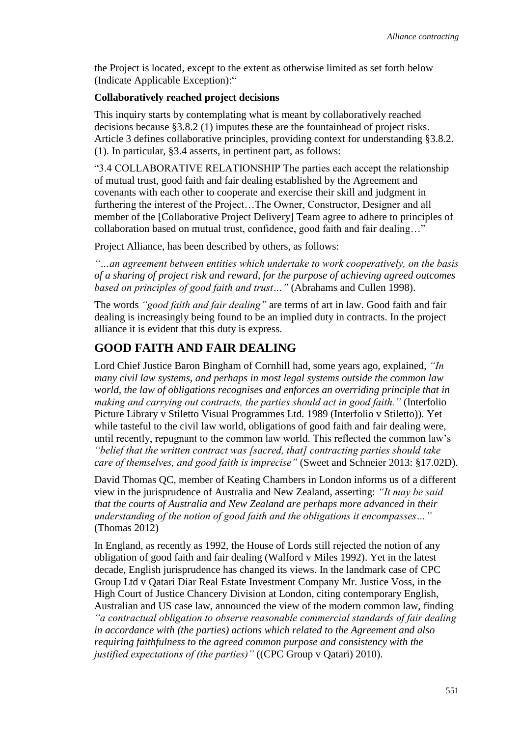the Project is located, except to the extent as otherwise limited as set forth below (Indicate Applicable Exception):"

**Collaboratively reached project decisions**

This inquiry starts by contemplating what is meant by collaboratively reached decisions because §3.8.2 (1) imputes these are the fountainhead of project risks. Article 3 defines collaborative principles, providing context for understanding §3.8.2. (1). In particular, §3.4 asserts, in pertinent part, as follows:

"3.4 COLLABORATIVE RELATIONSHIP The parties each accept the relationship of mutual trust, good faith and fair dealing established by the Agreement and covenants with each other to cooperate and exercise their skill and judgment in furthering the interest of the Project…The Owner, Constructor, Designer and all member of the [Collaborative Project Delivery] Team agree to adhere to principles of collaboration based on mutual trust, confidence, good faith and fair dealing…"

Project Alliance, has been described by others, as follows:

*"…an agreement between entities which undertake to work cooperatively, on the basis of a sharing of project risk and reward, for the purpose of achieving agreed outcomes based on principles of good faith and trust…"* (Abrahams and Cullen 1998).

The words *"good faith and fair dealing"* are terms of art in law. Good faith and fair dealing is increasingly being found to be an implied duty in contracts. In the project alliance it is evident that this duty is express.

## GOOD FAITH AND FAIR DEALING

Lord Chief Justice Baron Bingham of Cornhill had, some years ago, explained, *"In many civil law systems, and perhaps in most legal systems outside the common law world, the law of obligations recognises and enforces an overriding principle that in making and carrying out contracts, the parties should act in good faith."* (Interfolio Picture Library v Stiletto Visual Programmes Ltd. 1989 (Interfolio v Stiletto)). Yet while tasteful to the civil law world, obligations of good faith and fair dealing were, until recently, repugnant to the common law world. This reflected the common law's *"belief that the written contract was [sacred, that] contracting parties should take care of themselves, and good faith is imprecise"* (Sweet and Schneier 2013: §17.02D).

David Thomas QC, member of Keating Chambers in London informs us of a different view in the jurisprudence of Australia and New Zealand, asserting: *"It may be said that the courts of Australia and New Zealand are perhaps more advanced in their understanding of the notion of good faith and the obligations it encompasses…"* (Thomas 2012)

In England, as recently as 1992, the House of Lords still rejected the notion of any obligation of good faith and fair dealing (Walford v Miles 1992). Yet in the latest decade, English jurisprudence has changed its views. In the landmark case of CPC Group Ltd v Qatari Diar Real Estate Investment Company Mr. Justice Voss, in the High Court of Justice Chancery Division at London, citing contemporary English, Australian and US case law, announced the view of the modern common law, finding *"a contractual obligation to observe reasonable commercial standards of fair dealing in accordance with (the parties) actions which related to the Agreement and also requiring faithfulness to the agreed common purpose and consistency with the justified expectations of (the parties)"* ((CPC Group v Qatari) 2010).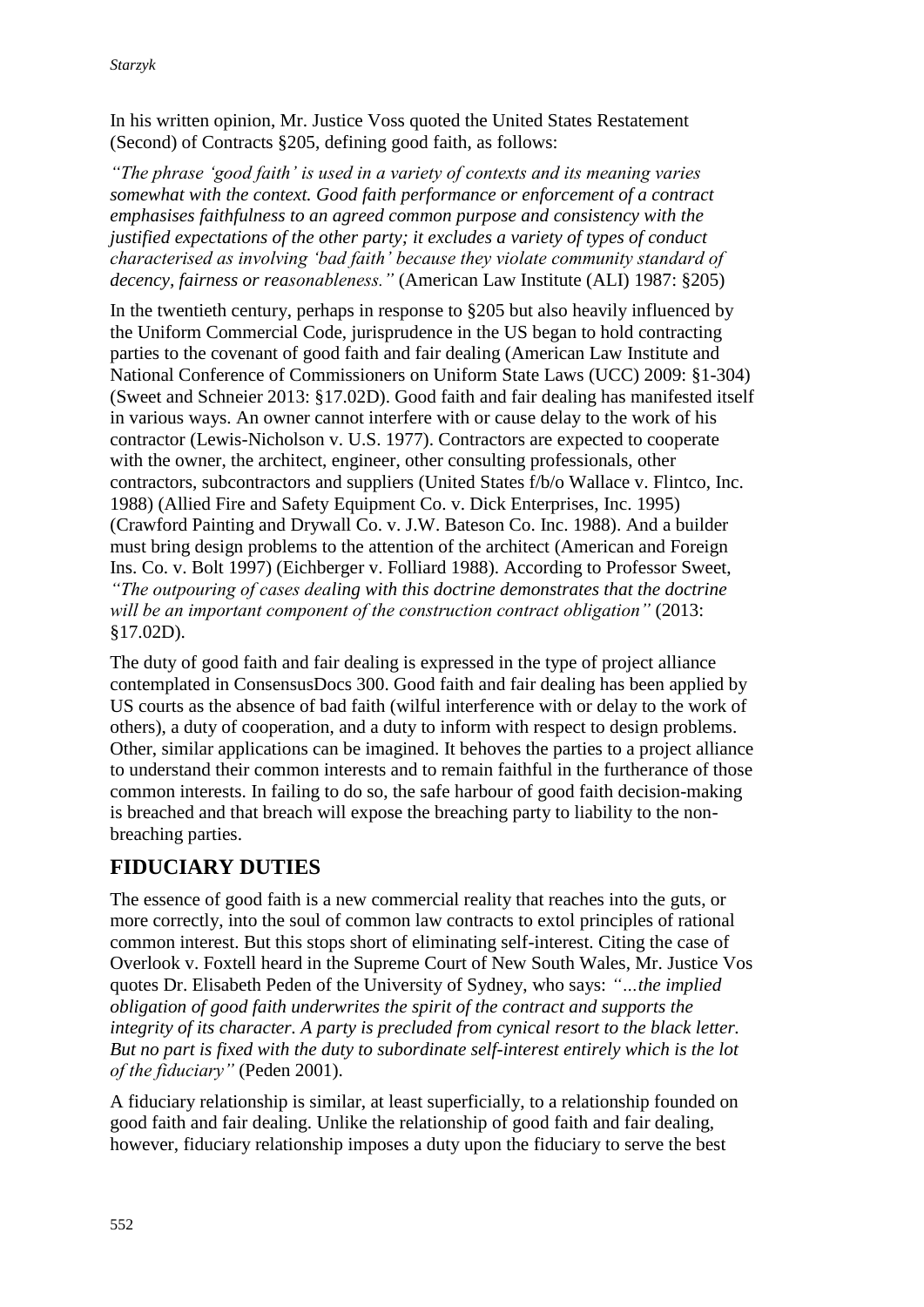In his written opinion, Mr. Justice Voss quoted the United States Restatement (Second) of Contracts §205, defining good faith, as follows:

*"The phrase 'good faith' is used in a variety of contexts and its meaning varies somewhat with the context. Good faith performance or enforcement of a contract emphasises faithfulness to an agreed common purpose and consistency with the justified expectations of the other party; it excludes a variety of types of conduct characterised as involving 'bad faith' because they violate community standard of decency, fairness or reasonableness."* (American Law Institute (ALI) 1987: §205)

In the twentieth century, perhaps in response to §205 but also heavily influenced by the Uniform Commercial Code, jurisprudence in the US began to hold contracting parties to the covenant of good faith and fair dealing (American Law Institute and National Conference of Commissioners on Uniform State Laws (UCC) 2009: §1-304) (Sweet and Schneier 2013: §17.02D). Good faith and fair dealing has manifested itself in various ways. An owner cannot interfere with or cause delay to the work of his contractor (Lewis-Nicholson v. U.S. 1977). Contractors are expected to cooperate with the owner, the architect, engineer, other consulting professionals, other contractors, subcontractors and suppliers (United States f/b/o Wallace v. Flintco, Inc. 1988) (Allied Fire and Safety Equipment Co. v. Dick Enterprises, Inc. 1995) (Crawford Painting and Drywall Co. v. J.W. Bateson Co. Inc. 1988). And a builder must bring design problems to the attention of the architect (American and Foreign Ins. Co. v. Bolt 1997) (Eichberger v. Folliard 1988). According to Professor Sweet, *"The outpouring of cases dealing with this doctrine demonstrates that the doctrine will be an important component of the construction contract obligation"* (2013: §17.02D).

The duty of good faith and fair dealing is expressed in the type of project alliance contemplated in ConsensusDocs 300. Good faith and fair dealing has been applied by US courts as the absence of bad faith (wilful interference with or delay to the work of others), a duty of cooperation, and a duty to inform with respect to design problems. Other, similar applications can be imagined. It behoves the parties to a project alliance to understand their common interests and to remain faithful in the furtherance of those common interests. In failing to do so, the safe harbour of good faith decision-making is breached and that breach will expose the breaching party to liability to the non-breaching parties.

## FIDUCIARY DUTIES

The essence of good faith is a new commercial reality that reaches into the guts, or more correctly, into the soul of common law contracts to extol principles of rational common interest. But this stops short of eliminating self-interest. Citing the case of Overlook v. Foxtell heard in the Supreme Court of New South Wales, Mr. Justice Vos quotes Dr. Elisabeth Peden of the University of Sydney, who says: *"…the implied obligation of good faith underwrites the spirit of the contract and supports the integrity of its character. A party is precluded from cynical resort to the black letter. But no part is fixed with the duty to subordinate self-interest entirely which is the lot of the fiduciary"* (Peden 2001).

A fiduciary relationship is similar, at least superficially, to a relationship founded on good faith and fair dealing. Unlike the relationship of good faith and fair dealing, however, fiduciary relationship imposes a duty upon the fiduciary to serve the best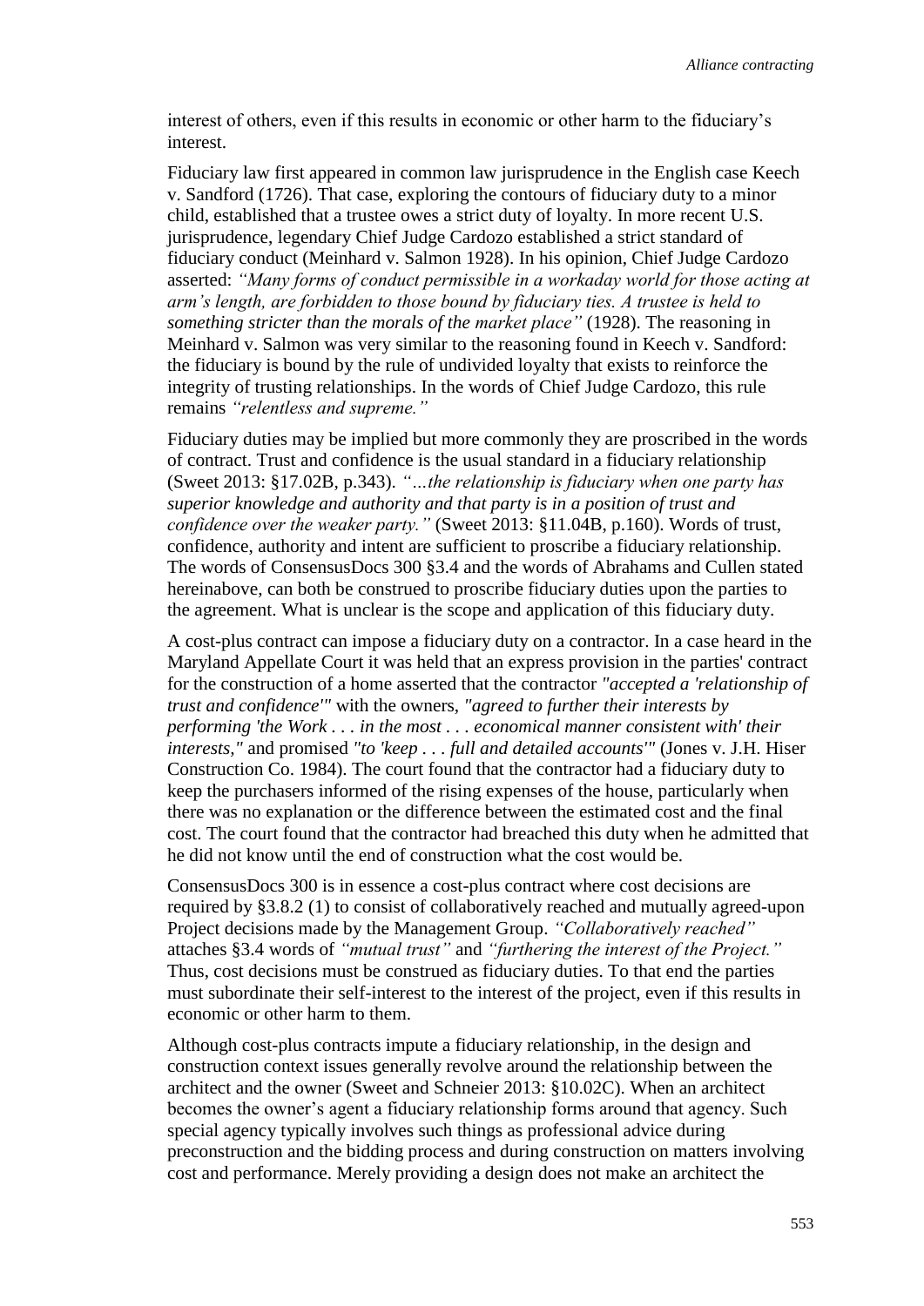interest of others, even if this results in economic or other harm to the fiduciary's interest.

Fiduciary law first appeared in common law jurisprudence in the English case Keech v. Sandford (1726). That case, exploring the contours of fiduciary duty to a minor child, established that a trustee owes a strict duty of loyalty. In more recent U.S. jurisprudence, legendary Chief Judge Cardozo established a strict standard of fiduciary conduct (Meinhard v. Salmon 1928). In his opinion, Chief Judge Cardozo asserted: *"Many forms of conduct permissible in a workaday world for those acting at arm's length, are forbidden to those bound by fiduciary ties. A trustee is held to something stricter than the morals of the market place"* (1928). The reasoning in Meinhard v. Salmon was very similar to the reasoning found in Keech v. Sandford: the fiduciary is bound by the rule of undivided loyalty that exists to reinforce the integrity of trusting relationships. In the words of Chief Judge Cardozo, this rule remains *"relentless and supreme."*

Fiduciary duties may be implied but more commonly they are proscribed in the words of contract. Trust and confidence is the usual standard in a fiduciary relationship (Sweet 2013: §17.02B, p.343). *"…the relationship is fiduciary when one party has superior knowledge and authority and that party is in a position of trust and confidence over the weaker party."* (Sweet 2013: §11.04B, p.160). Words of trust, confidence, authority and intent are sufficient to proscribe a fiduciary relationship. The words of ConsensusDocs 300 §3.4 and the words of Abrahams and Cullen stated hereinabove, can both be construed to proscribe fiduciary duties upon the parties to the agreement. What is unclear is the scope and application of this fiduciary duty.

A cost-plus contract can impose a fiduciary duty on a contractor. In a case heard in the Maryland Appellate Court it was held that an express provision in the parties' contract for the construction of a home asserted that the contractor *"accepted a 'relationship of trust and confidence'"* with the owners, *"agreed to further their interests by performing 'the Work . . . in the most . . . economical manner consistent with' their interests,"* and promised *"to 'keep . . . full and detailed accounts'"* (Jones v. J.H. Hiser Construction Co. 1984). The court found that the contractor had a fiduciary duty to keep the purchasers informed of the rising expenses of the house, particularly when there was no explanation or the difference between the estimated cost and the final cost. The court found that the contractor had breached this duty when he admitted that he did not know until the end of construction what the cost would be.

ConsensusDocs 300 is in essence a cost-plus contract where cost decisions are required by §3.8.2 (1) to consist of collaboratively reached and mutually agreed-upon Project decisions made by the Management Group. *"Collaboratively reached"* attaches §3.4 words of *"mutual trust"* and *"furthering the interest of the Project."* Thus, cost decisions must be construed as fiduciary duties. To that end the parties must subordinate their self-interest to the interest of the project, even if this results in economic or other harm to them.

Although cost-plus contracts impute a fiduciary relationship, in the design and construction context issues generally revolve around the relationship between the architect and the owner (Sweet and Schneier 2013: §10.02C). When an architect becomes the owner's agent a fiduciary relationship forms around that agency. Such special agency typically involves such things as professional advice during preconstruction and the bidding process and during construction on matters involving cost and performance. Merely providing a design does not make an architect the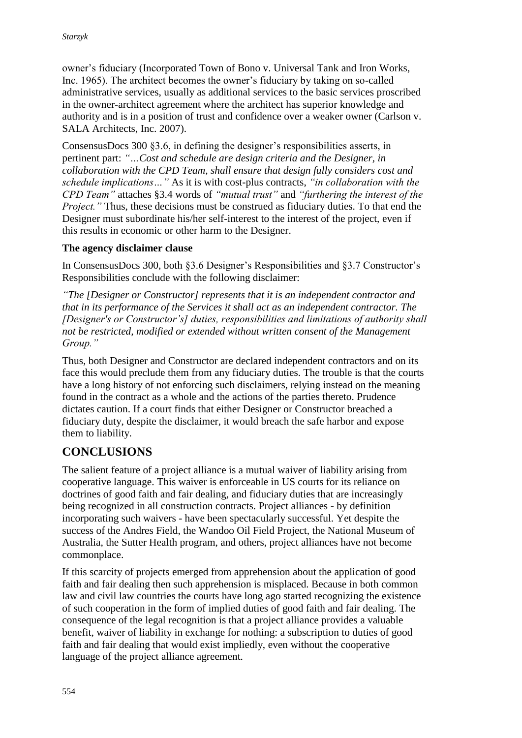owner's fiduciary (Incorporated Town of Bono v. Universal Tank and Iron Works, Inc. 1965). The architect becomes the owner's fiduciary by taking on so-called administrative services, usually as additional services to the basic services proscribed in the owner-architect agreement where the architect has superior knowledge and authority and is in a position of trust and confidence over a weaker owner (Carlson v. SALA Architects, Inc. 2007).

ConsensusDocs 300 §3.6, in defining the designer's responsibilities asserts, in pertinent part: *"…Cost and schedule are design criteria and the Designer, in collaboration with the CPD Team, shall ensure that design fully considers cost and schedule implications…"* As it is with cost-plus contracts, *"in collaboration with the CPD Team"* attaches §3.4 words of *"mutual trust"* and *"furthering the interest of the Project."* Thus, these decisions must be construed as fiduciary duties. To that end the Designer must subordinate his/her self-interest to the interest of the project, even if this results in economic or other harm to the Designer.

**The agency disclaimer clause**

In ConsensusDocs 300, both §3.6 Designer's Responsibilities and §3.7 Constructor's Responsibilities conclude with the following disclaimer:

*"The [Designer or Constructor] represents that it is an independent contractor and that in its performance of the Services it shall act as an independent contractor. The [Designer's or Constructor's] duties, responsibilities and limitations of authority shall not be restricted, modified or extended without written consent of the Management Group."*

Thus, both Designer and Constructor are declared independent contractors and on its face this would preclude them from any fiduciary duties. The trouble is that the courts have a long history of not enforcing such disclaimers, relying instead on the meaning found in the contract as a whole and the actions of the parties thereto. Prudence dictates caution. If a court finds that either Designer or Constructor breached a fiduciary duty, despite the disclaimer, it would breach the safe harbor and expose them to liability.

## CONCLUSIONS

The salient feature of a project alliance is a mutual waiver of liability arising from cooperative language. This waiver is enforceable in US courts for its reliance on doctrines of good faith and fair dealing, and fiduciary duties that are increasingly being recognized in all construction contracts. Project alliances - by definition incorporating such waivers - have been spectacularly successful. Yet despite the success of the Andres Field, the Wandoo Oil Field Project, the National Museum of Australia, the Sutter Health program, and others, project alliances have not become commonplace.

If this scarcity of projects emerged from apprehension about the application of good faith and fair dealing then such apprehension is misplaced. Because in both common law and civil law countries the courts have long ago started recognizing the existence of such cooperation in the form of implied duties of good faith and fair dealing. The consequence of the legal recognition is that a project alliance provides a valuable benefit, waiver of liability in exchange for nothing: a subscription to duties of good faith and fair dealing that would exist impliedly, even without the cooperative language of the project alliance agreement.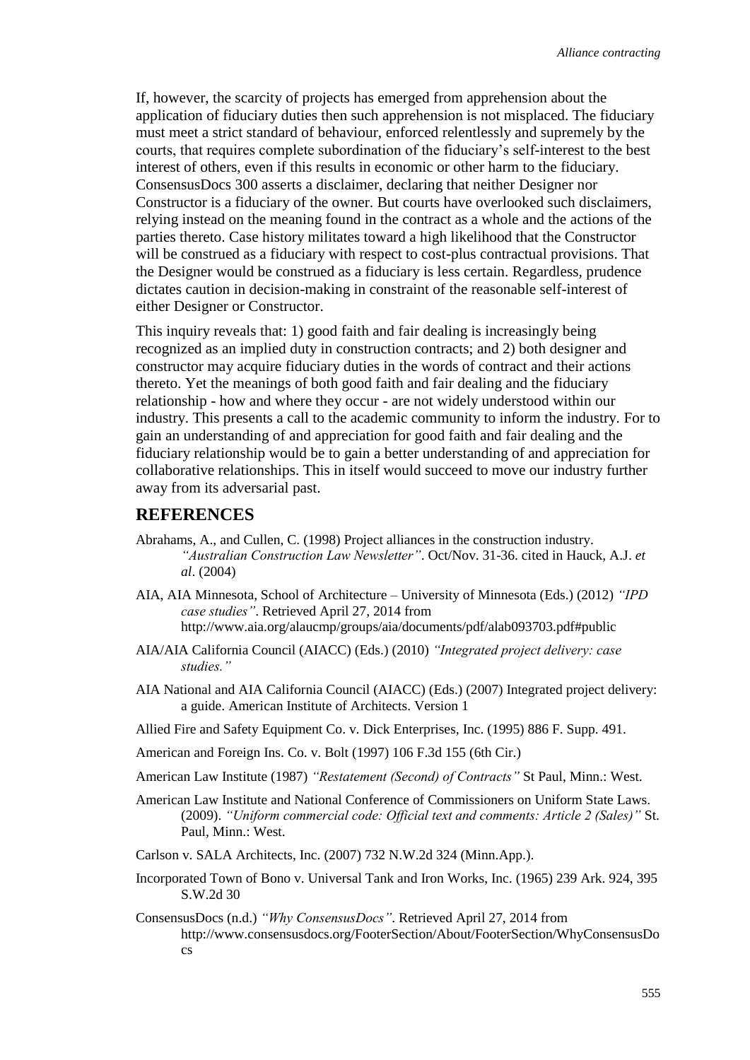If, however, the scarcity of projects has emerged from apprehension about the application of fiduciary duties then such apprehension is not misplaced. The fiduciary must meet a strict standard of behaviour, enforced relentlessly and supremely by the courts, that requires complete subordination of the fiduciary's self-interest to the best interest of others, even if this results in economic or other harm to the fiduciary. ConsensusDocs 300 asserts a disclaimer, declaring that neither Designer nor Constructor is a fiduciary of the owner. But courts have overlooked such disclaimers, relying instead on the meaning found in the contract as a whole and the actions of the parties thereto. Case history militates toward a high likelihood that the Constructor will be construed as a fiduciary with respect to cost-plus contractual provisions. That the Designer would be construed as a fiduciary is less certain. Regardless, prudence dictates caution in decision-making in constraint of the reasonable self-interest of either Designer or Constructor.

This inquiry reveals that: 1) good faith and fair dealing is increasingly being recognized as an implied duty in construction contracts; and 2) both designer and constructor may acquire fiduciary duties in the words of contract and their actions thereto. Yet the meanings of both good faith and fair dealing and the fiduciary relationship - how and where they occur - are not widely understood within our industry. This presents a call to the academic community to inform the industry. For to gain an understanding of and appreciation for good faith and fair dealing and the fiduciary relationship would be to gain a better understanding of and appreciation for collaborative relationships. This in itself would succeed to move our industry further away from its adversarial past.

## REFERENCES

Abrahams, A., and Cullen, C. (1998) Project alliances in the construction industry. *"Australian Construction Law Newsletter"*. Oct/Nov. 31-36. cited in Hauck, A.J. *et al*. (2004)

AIA, AIA Minnesota, School of Architecture – University of Minnesota (Eds.) (2012) *"IPD case studies"*. Retrieved April 27, 2014 from http://www.aia.org/aiaucmp/groups/aia/documents/pdf/aiab093703.pdf#public

AIA/AIA California Council (AIACC) (Eds.) (2010) *"Integrated project delivery: case studies."*

AIA National and AIA California Council (AIACC) (Eds.) (2007) Integrated project delivery: a guide. American Institute of Architects. Version 1

Allied Fire and Safety Equipment Co. v. Dick Enterprises, Inc. (1995) 886 F. Supp. 491.

American and Foreign Ins. Co. v. Bolt (1997) 106 F.3d 155 (6th Cir.)

American Law Institute (1987) *"Restatement (Second) of Contracts"* St Paul, Minn.: West.

American Law Institute and National Conference of Commissioners on Uniform State Laws. (2009). *"Uniform commercial code: Official text and comments: Article 2 (Sales)"* St. Paul, Minn.: West.

Carlson v. SALA Architects, Inc. (2007) 732 N.W.2d 324 (Minn.App.).

Incorporated Town of Bono v. Universal Tank and Iron Works, Inc. (1965) 239 Ark. 924, 395 S.W.2d 30

ConsensusDocs (n.d.) *"Why ConsensusDocs"*. Retrieved April 27, 2014 from http://www.consensusdocs.org/FooterSection/About/FooterSection/WhyConsensusDocs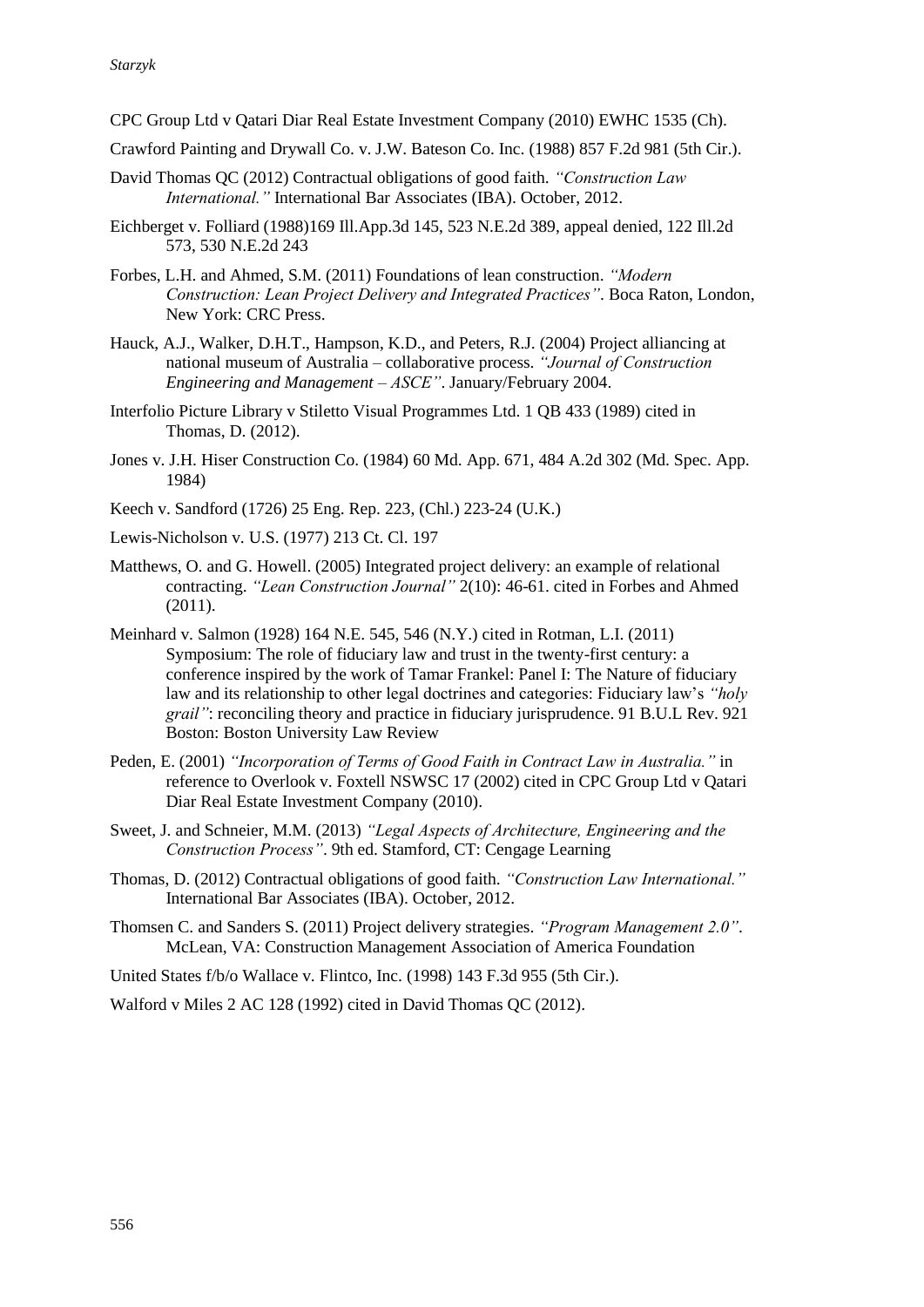CPC Group Ltd v Qatari Diar Real Estate Investment Company (2010) EWHC 1535 (Ch).

Crawford Painting and Drywall Co. v. J.W. Bateson Co. Inc. (1988) 857 F.2d 981 (5th Cir.).

David Thomas QC (2012) Contractual obligations of good faith. *"Construction Law International."* International Bar Associates (IBA). October, 2012.

Eichberget v. Folliard (1988)169 Ill.App.3d 145, 523 N.E.2d 389, appeal denied, 122 Ill.2d 573, 530 N.E.2d 243

Forbes, L.H. and Ahmed, S.M. (2011) Foundations of lean construction. *"Modern Construction: Lean Project Delivery and Integrated Practices"*. Boca Raton, London, New York: CRC Press.

Hauck, A.J., Walker, D.H.T., Hampson, K.D., and Peters, R.J. (2004) Project alliancing at national museum of Australia – collaborative process. *"Journal of Construction Engineering and Management – ASCE"*. January/February 2004.

Interfolio Picture Library v Stiletto Visual Programmes Ltd. 1 QB 433 (1989) cited in Thomas, D. (2012).

Jones v. J.H. Hiser Construction Co. (1984) 60 Md. App. 671, 484 A.2d 302 (Md. Spec. App. 1984)

Keech v. Sandford (1726) 25 Eng. Rep. 223, (Chl.) 223-24 (U.K.)

Lewis-Nicholson v. U.S. (1977) 213 Ct. Cl. 197

Matthews, O. and G. Howell. (2005) Integrated project delivery: an example of relational contracting. *"Lean Construction Journal"* 2(10): 46-61. cited in Forbes and Ahmed (2011).

Meinhard v. Salmon (1928) 164 N.E. 545, 546 (N.Y.) cited in Rotman, L.I. (2011) Symposium: The role of fiduciary law and trust in the twenty-first century: a conference inspired by the work of Tamar Frankel: Panel I: The Nature of fiduciary law and its relationship to other legal doctrines and categories: Fiduciary law's *"holy grail"*: reconciling theory and practice in fiduciary jurisprudence. 91 B.U.L Rev. 921 Boston: Boston University Law Review

Peden, E. (2001) *"Incorporation of Terms of Good Faith in Contract Law in Australia."* in reference to Overlook v. Foxtell NSWSC 17 (2002) cited in CPC Group Ltd v Qatari Diar Real Estate Investment Company (2010).

Sweet, J. and Schneier, M.M. (2013) *"Legal Aspects of Architecture, Engineering and the Construction Process"*. 9th ed. Stamford, CT: Cengage Learning

Thomas, D. (2012) Contractual obligations of good faith. *"Construction Law International."* International Bar Associates (IBA). October, 2012.

Thomsen C. and Sanders S. (2011) Project delivery strategies. *"Program Management 2.0"*. McLean, VA: Construction Management Association of America Foundation

United States f/b/o Wallace v. Flintco, Inc. (1998) 143 F.3d 955 (5th Cir.).

Walford v Miles 2 AC 128 (1992) cited in David Thomas QC (2012).